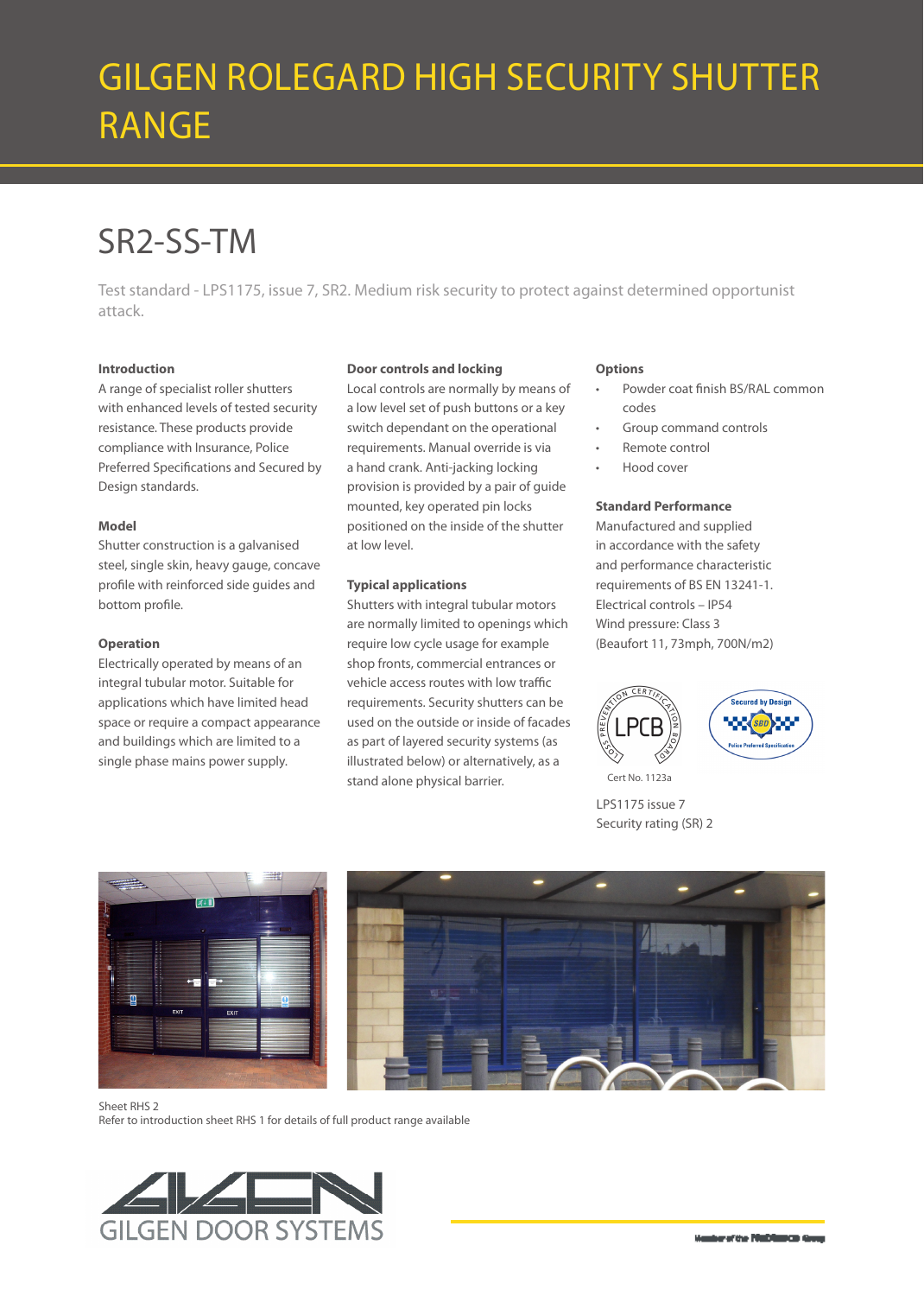# GILGEN ROLEGARD HIGH SECURITY SHUTTER RANGE

## SR2-SS-TM

Test standard - LPS1175, issue 7, SR2. Medium risk security to protect against determined opportunist attack.

### Introduction

A range of specialist roller shutters with enhanced levels of tested security resistance. These products provide compliance with Insurance, Police Preferred Specifications and Secured by Design standards.

### Model

Shutter construction is a galvanised steel, single skin, heavy gauge, concave profile with reinforced side guides and bottom profile.

### Operation

Electrically operated by means of an integral tubular motor. Suitable for applications which have limited head space or require a compact appearance and buildings which are limited to a single phase mains power supply.

### Door controls and locking

Local controls are normally by means of a low level set of push buttons or a key switch dependant on the operational requirements. Manual override is via a hand crank. Anti-jacking locking provision is provided by a pair of guide mounted, key operated pin locks positioned on the inside of the shutter at low level.

### Typical applications

Shutters with integral tubular motors are normally limited to openings which require low cycle usage for example shop fronts, commercial entrances or vehicle access routes with low traffic requirements. Security shutters can be used on the outside or inside of facades as part of layered security systems (as illustrated below) or alternatively, as a stand alone physical barrier.

### Options

- Powder coat finish BS/RAL common codes
- Group command controls
- Remote control
- Hood cover

### Standard Performance

Manufactured and supplied in accordance with the safety and performance characteristic requirements of BS EN 13241-1.
Electrical controls – IP54
Wind pressure: Class 3
(Beaufort 11, 73mph, 700N/m2)

Cert No. 1123a

LPS1175 issue 7
Security rating (SR) 2

Sheet RHS 2
Refer to introduction sheet RHS 1 for details of full product range available

GILGEN DOOR SYSTEMS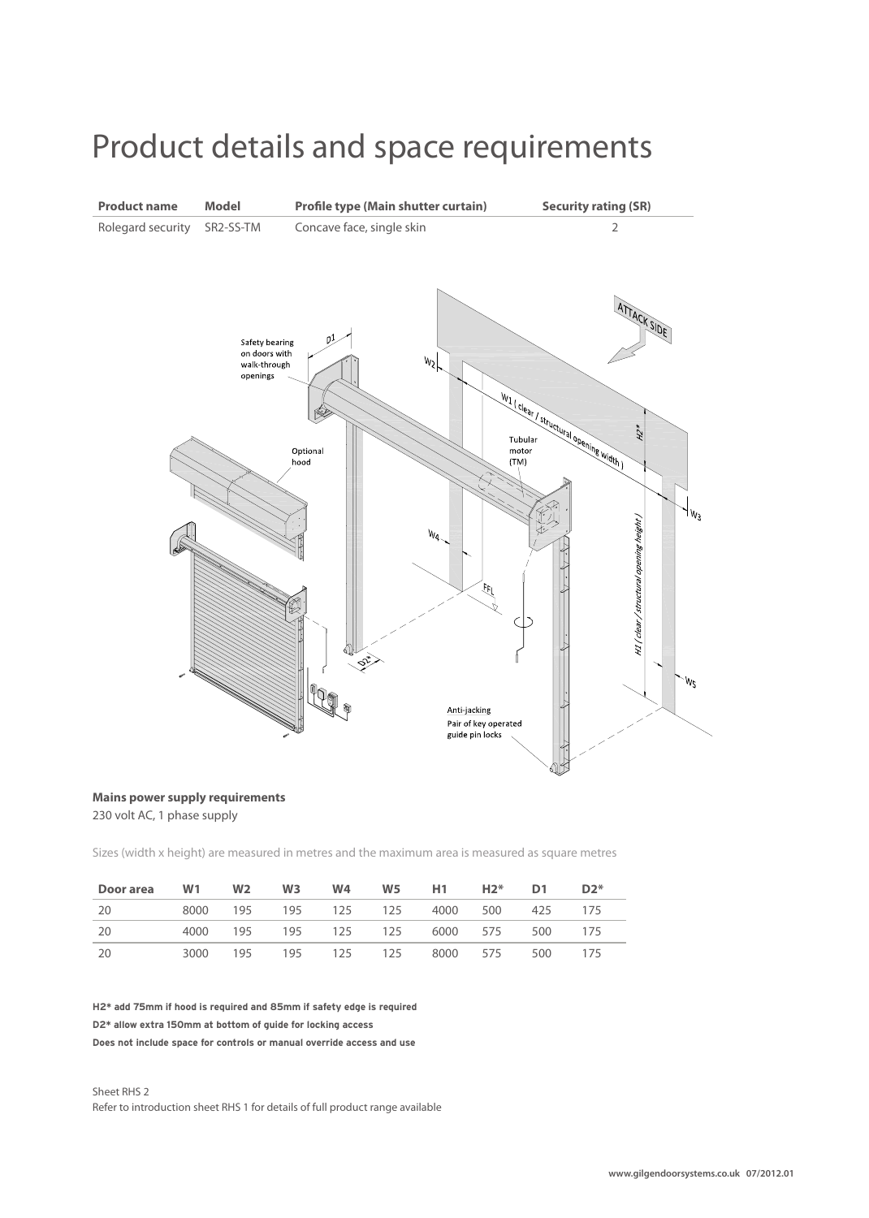# Product details and space requirements

| Product name | Model | Profile type (Main shutter curtain) | Security rating (SR) |
|---|---|---|---|
| Rolegard security | SR2-SS-TM | Concave face, single skin | 2 |

Safety bearing on doors with walk-through openings

D1

W2

ATTACK SIDE

Optional hood

W1 ( clear / structural opening width )

H2*

Tubular motor (TM)

W3

W4

FFL

H1 ( clear / structural opening height )

D2*

W5

Anti-jacking
Pair of key operated guide pin locks

**Mains power supply requirements**

230 volt AC, 1 phase supply

Sizes (width x height) are measured in metres and the maximum area is measured as square metres

| Door area | W1 | W2 | W3 | W4 | W5 | H1 | H2* | D1 | D2* |
|---|---|---|---|---|---|---|---|---|---|
| 20 | 8000 | 195 | 195 | 125 | 125 | 4000 | 500 | 425 | 175 |
| 20 | 4000 | 195 | 195 | 125 | 125 | 6000 | 575 | 500 | 175 |
| 20 | 3000 | 195 | 195 | 125 | 125 | 8000 | 575 | 500 | 175 |

**H2* add 75mm if hood is required and 85mm if safety edge is required**

**D2* allow extra 150mm at bottom of guide for locking access**

**Does not include space for controls or manual override access and use**

Sheet RHS 2

Refer to introduction sheet RHS 1 for details of full product range available